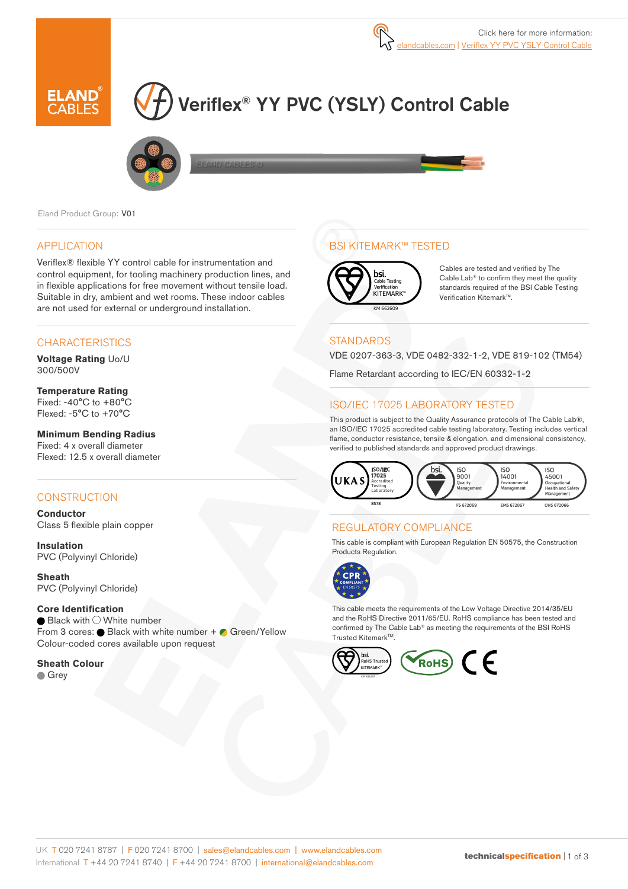Click here for more information: elandcables.com | Veriflex YY PVC YSLY Control Cable

# Veriflex® YY PVC (YSLY) Control Cable

Eland Product Group: V01

## APPLICATION

Veriflex® flexible YY control cable for instrumentation and control equipment, for tooling machinery production lines, and in flexible applications for free movement without tensile load. Suitable in dry, ambient and wet rooms. These indoor cables are not used for external or underground installation.

## CHARACTERISTICS

**Voltage Rating** Uo/U
300/500V

**Temperature Rating**
Fixed: -40°C to +80°C
Flexed: -5°C to +70°C

**Minimum Bending Radius**
Fixed: 4 x overall diameter
Flexed: 12.5 x overall diameter

## CONSTRUCTION

**Conductor**
Class 5 flexible plain copper

**Insulation**
PVC (Polyvinyl Chloride)

**Sheath**
PVC (Polyvinyl Chloride)

**Core Identification**
● Black with ○ White number
From 3 cores: ● Black with white number + Green/Yellow
Colour-coded cores available upon request

**Sheath Colour**
● Grey

## BSI KITEMARK™ TESTED

KM 662609

Cables are tested and verified by The Cable Lab® to confirm they meet the quality standards required of the BSI Cable Testing Verification Kitemark™.

## STANDARDS

VDE 0207-363-3, VDE 0482-332-1-2, VDE 819-102 (TM54)

Flame Retardant according to IEC/EN 60332-1-2

## ISO/IEC 17025 LABORATORY TESTED

This product is subject to the Quality Assurance protocols of The Cable Lab®, an ISO/IEC 17025 accredited cable testing laboratory. Testing includes vertical flame, conductor resistance, tensile & elongation, and dimensional consistency, verified to published standards and approved product drawings.

UKAS ISO/IEC 17025 Accredited Testing Laboratory 8578 | ISO 9001 Quality Management FS 672069 | ISO 14001 Environmental Management EMS 672067 | ISO 45001 Occupational Health and Safety Management OHS 672066

## REGULATORY COMPLIANCE

This cable is compliant with European Regulation EN 50575, the Construction Products Regulation.

This cable meets the requirements of the Low Voltage Directive 2014/35/EU and the RoHS Directive 2011/65/EU. RoHS compliance has been tested and confirmed by The Cable Lab® as meeting the requirements of the BSI RoHS Trusted Kitemark™.

UK T 020 7241 8787 | F 020 7241 8700 | sales@elandcables.com | www.elandcables.com
International T +44 20 7241 8740 | F +44 20 7241 8700 | international@elandcables.com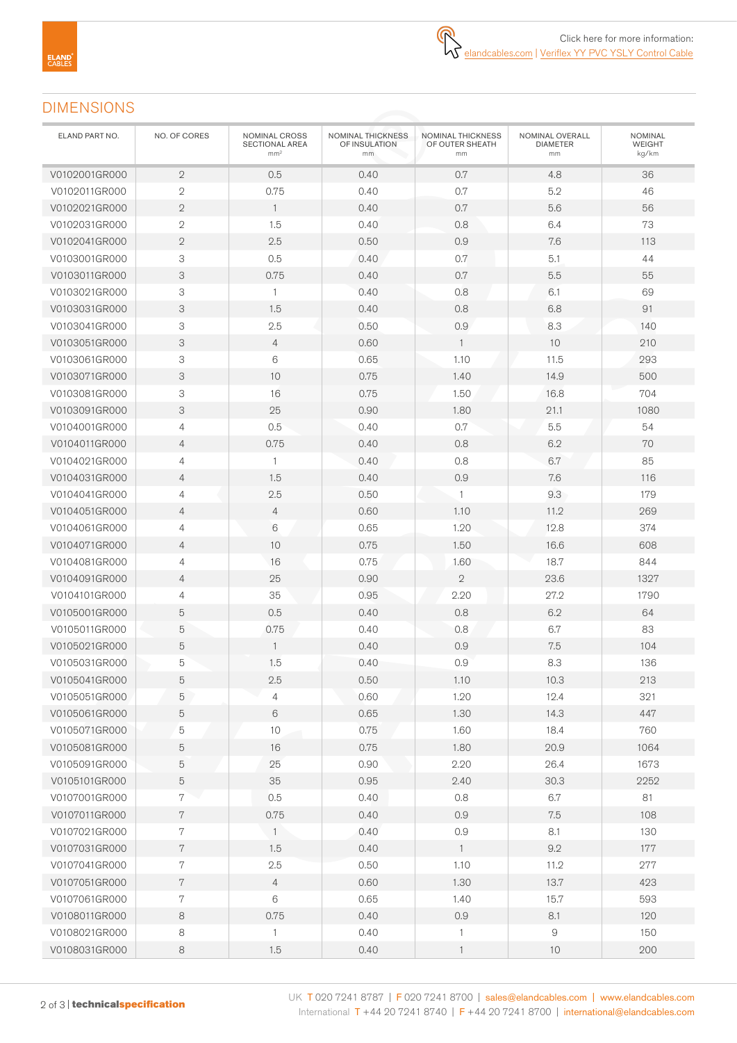Click here for more information: elandcables.com | Veriflex YY PVC YSLY Control Cable

## DIMENSIONS

| ELAND PART NO. | NO. OF CORES | NOMINAL CROSS SECTIONAL AREA $mm^2$ | NOMINAL THICKNESS OF INSULATION mm | NOMINAL THICKNESS OF OUTER SHEATH mm | NOMINAL OVERALL DIAMETER mm | NOMINAL WEIGHT kg/km |
|---|---|---|---|---|---|---|
| V0102001GR000 | 2 | 0.5 | 0.40 | 0.7 | 4.8 | 36 |
| V0102011GR000 | 2 | 0.75 | 0.40 | 0.7 | 5.2 | 46 |
| V0102021GR000 | 2 | 1 | 0.40 | 0.7 | 5.6 | 56 |
| V0102031GR000 | 2 | 1.5 | 0.40 | 0.8 | 6.4 | 73 |
| V0102041GR000 | 2 | 2.5 | 0.50 | 0.9 | 7.6 | 113 |
| V0103001GR000 | 3 | 0.5 | 0.40 | 0.7 | 5.1 | 44 |
| V0103011GR000 | 3 | 0.75 | 0.40 | 0.7 | 5.5 | 55 |
| V0103021GR000 | 3 | 1 | 0.40 | 0.8 | 6.1 | 69 |
| V0103031GR000 | 3 | 1.5 | 0.40 | 0.8 | 6.8 | 91 |
| V0103041GR000 | 3 | 2.5 | 0.50 | 0.9 | 8.3 | 140 |
| V0103051GR000 | 3 | 4 | 0.60 | 1 | 10 | 210 |
| V0103061GR000 | 3 | 6 | 0.65 | 1.10 | 11.5 | 293 |
| V0103071GR000 | 3 | 10 | 0.75 | 1.40 | 14.9 | 500 |
| V0103081GR000 | 3 | 16 | 0.75 | 1.50 | 16.8 | 704 |
| V0103091GR000 | 3 | 25 | 0.90 | 1.80 | 21.1 | 1080 |
| V0104001GR000 | 4 | 0.5 | 0.40 | 0.7 | 5.5 | 54 |
| V0104011GR000 | 4 | 0.75 | 0.40 | 0.8 | 6.2 | 70 |
| V0104021GR000 | 4 | 1 | 0.40 | 0.8 | 6.7 | 85 |
| V0104031GR000 | 4 | 1.5 | 0.40 | 0.9 | 7.6 | 116 |
| V0104041GR000 | 4 | 2.5 | 0.50 | 1 | 9.3 | 179 |
| V0104051GR000 | 4 | 4 | 0.60 | 1.10 | 11.2 | 269 |
| V0104061GR000 | 4 | 6 | 0.65 | 1.20 | 12.8 | 374 |
| V0104071GR000 | 4 | 10 | 0.75 | 1.50 | 16.6 | 608 |
| V0104081GR000 | 4 | 16 | 0.75 | 1.60 | 18.7 | 844 |
| V0104091GR000 | 4 | 25 | 0.90 | 2 | 23.6 | 1327 |
| V0104101GR000 | 4 | 35 | 0.95 | 2.20 | 27.2 | 1790 |
| V0105001GR000 | 5 | 0.5 | 0.40 | 0.8 | 6.2 | 64 |
| V0105011GR000 | 5 | 0.75 | 0.40 | 0.8 | 6.7 | 83 |
| V0105021GR000 | 5 | 1 | 0.40 | 0.9 | 7.5 | 104 |
| V0105031GR000 | 5 | 1.5 | 0.40 | 0.9 | 8.3 | 136 |
| V0105041GR000 | 5 | 2.5 | 0.50 | 1.10 | 10.3 | 213 |
| V0105051GR000 | 5 | 4 | 0.60 | 1.20 | 12.4 | 321 |
| V0105061GR000 | 5 | 6 | 0.65 | 1.30 | 14.3 | 447 |
| V0105071GR000 | 5 | 10 | 0.75 | 1.60 | 18.4 | 760 |
| V0105081GR000 | 5 | 16 | 0.75 | 1.80 | 20.9 | 1064 |
| V0105091GR000 | 5 | 25 | 0.90 | 2.20 | 26.4 | 1673 |
| V0105101GR000 | 5 | 35 | 0.95 | 2.40 | 30.3 | 2252 |
| V0107001GR000 | 7 | 0.5 | 0.40 | 0.8 | 6.7 | 81 |
| V0107011GR000 | 7 | 0.75 | 0.40 | 0.9 | 7.5 | 108 |
| V0107021GR000 | 7 | 1 | 0.40 | 0.9 | 8.1 | 130 |
| V0107031GR000 | 7 | 1.5 | 0.40 | 1 | 9.2 | 177 |
| V0107041GR000 | 7 | 2.5 | 0.50 | 1.10 | 11.2 | 277 |
| V0107051GR000 | 7 | 4 | 0.60 | 1.30 | 13.7 | 423 |
| V0107061GR000 | 7 | 6 | 0.65 | 1.40 | 15.7 | 593 |
| V0108011GR000 | 8 | 0.75 | 0.40 | 0.9 | 8.1 | 120 |
| V0108021GR000 | 8 | 1 | 0.40 | 1 | 9 | 150 |
| V0108031GR000 | 8 | 1.5 | 0.40 | 1 | 10 | 200 |

UK T 020 7241 8787 | F 020 7241 8700 | sales@elandcables.com | www.elandcables.com
International T +44 20 7241 8740 | F +44 20 7241 8700 | international@elandcables.com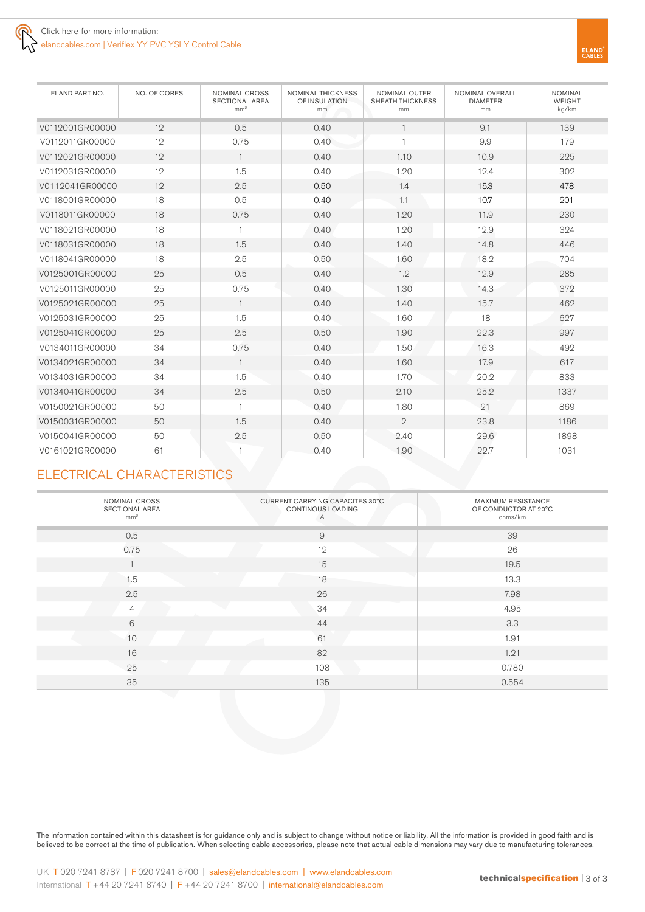Click here for more information:
elandcables.com | Veriflex YY PVC YSLY Control Cable

| ELAND PART NO. | NO. OF CORES | NOMINAL CROSS SECTIONAL AREA mm² | NOMINAL THICKNESS OF INSULATION mm | NOMINAL OUTER SHEATH THICKNESS mm | NOMINAL OVERALL DIAMETER mm | NOMINAL WEIGHT kg/km |
|---|---|---|---|---|---|---|
| V0112001GR00000 | 12 | 0.5 | 0.40 | 1 | 9.1 | 139 |
| V0112011GR00000 | 12 | 0.75 | 0.40 | 1 | 9.9 | 179 |
| V0112021GR00000 | 12 | 1 | 0.40 | 1.10 | 10.9 | 225 |
| V0112031GR00000 | 12 | 1.5 | 0.40 | 1.20 | 12.4 | 302 |
| V0112041GR00000 | 12 | 2.5 | 0.50 | 1.4 | 15.3 | 478 |
| V0118001GR00000 | 18 | 0.5 | 0.40 | 1.1 | 10.7 | 201 |
| V0118011GR00000 | 18 | 0.75 | 0.40 | 1.20 | 11.9 | 230 |
| V0118021GR00000 | 18 | 1 | 0.40 | 1.20 | 12.9 | 324 |
| V0118031GR00000 | 18 | 1.5 | 0.40 | 1.40 | 14.8 | 446 |
| V0118041GR00000 | 18 | 2.5 | 0.50 | 1.60 | 18.2 | 704 |
| V0125001GR00000 | 25 | 0.5 | 0.40 | 1.2 | 12.9 | 285 |
| V0125011GR00000 | 25 | 0.75 | 0.40 | 1.30 | 14.3 | 372 |
| V0125021GR00000 | 25 | 1 | 0.40 | 1.40 | 15.7 | 462 |
| V0125031GR00000 | 25 | 1.5 | 0.40 | 1.60 | 18 | 627 |
| V0125041GR00000 | 25 | 2.5 | 0.50 | 1.90 | 22.3 | 997 |
| V0134011GR00000 | 34 | 0.75 | 0.40 | 1.50 | 16.3 | 492 |
| V0134021GR00000 | 34 | 1 | 0.40 | 1.60 | 17.9 | 617 |
| V0134031GR00000 | 34 | 1.5 | 0.40 | 1.70 | 20.2 | 833 |
| V0134041GR00000 | 34 | 2.5 | 0.50 | 2.10 | 25.2 | 1337 |
| V0150021GR00000 | 50 | 1 | 0.40 | 1.80 | 21 | 869 |
| V0150031GR00000 | 50 | 1.5 | 0.40 | 2 | 23.8 | 1186 |
| V0150041GR00000 | 50 | 2.5 | 0.50 | 2.40 | 29.6 | 1898 |
| V0161021GR00000 | 61 | 1 | 0.40 | 1.90 | 22.7 | 1031 |

## ELECTRICAL CHARACTERISTICS

| NOMINAL CROSS SECTIONAL AREA mm² | CURRENT CARRYING CAPACITES 30°C CONTINOUS LOADING A | MAXIMUM RESISTANCE OF CONDUCTOR AT 20°C ohms/km |
|---|---|---|
| 0.5 | 9 | 39 |
| 0.75 | 12 | 26 |
| 1 | 15 | 19.5 |
| 1.5 | 18 | 13.3 |
| 2.5 | 26 | 7.98 |
| 4 | 34 | 4.95 |
| 6 | 44 | 3.3 |
| 10 | 61 | 1.91 |
| 16 | 82 | 1.21 |
| 25 | 108 | 0.780 |
| 35 | 135 | 0.554 |

The information contained within this datasheet is for guidance only and is subject to change without notice or liability. All the information is provided in good faith and is believed to be correct at the time of publication. When selecting cable accessories, please note that actual cable dimensions may vary due to manufacturing tolerances.

UK T 020 7241 8787 | F 020 7241 8700 | sales@elandcables.com | www.elandcables.com
International T +44 20 7241 8740 | F +44 20 7241 8700 | international@elandcables.com